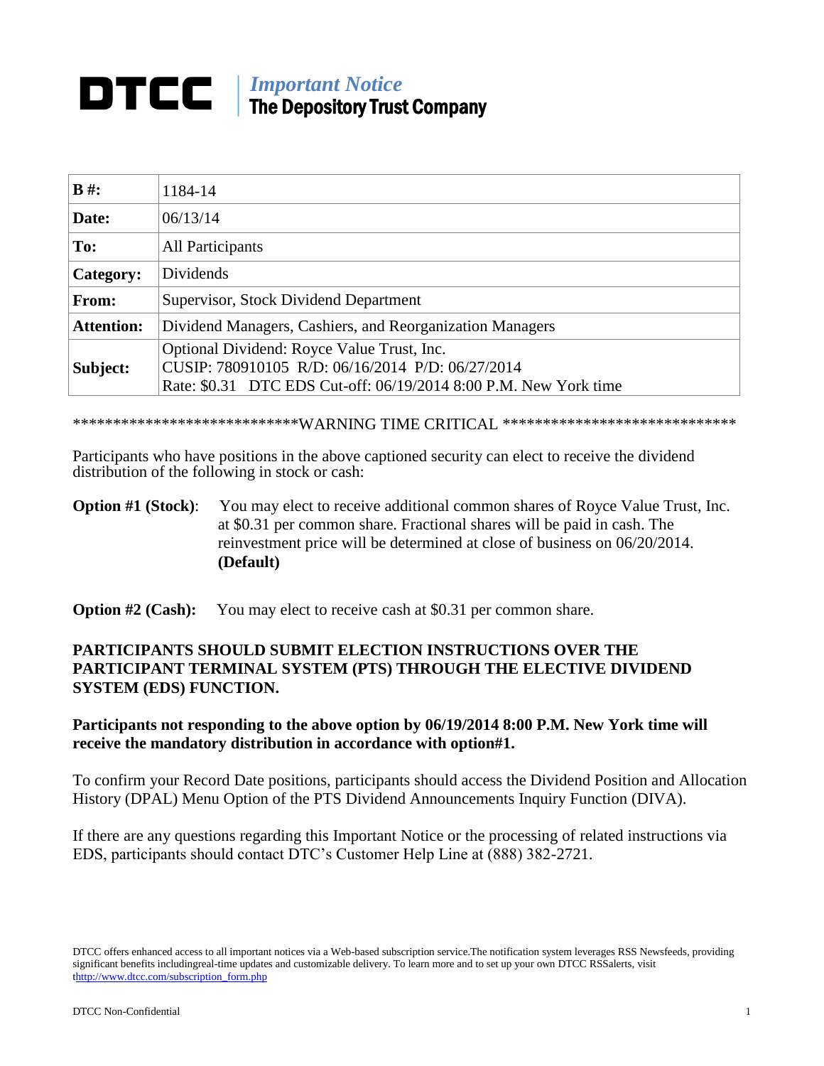# DTCC | *Important Notice*
## The Depository Trust Company

| **B #:** | 1184-14 |
|---|---|
| **Date:** | 06/13/14 |
| **To:** | All Participants |
| **Category:** | Dividends |
| **From:** | Supervisor, Stock Dividend Department |
| **Attention:** | Dividend Managers, Cashiers, and Reorganization Managers |
| **Subject:** | Optional Dividend: Royce Value Trust, Inc.<br>CUSIP: 780910105 R/D: 06/16/2014 P/D: 06/27/2014<br>Rate: $0.31 DTC EDS Cut-off: 06/19/2014 8:00 P.M. New York time |

***************************WARNING TIME CRITICAL *****************************

Participants who have positions in the above captioned security can elect to receive the dividend distribution of the following in stock or cash:

**Option #1 (Stock)**: You may elect to receive additional common shares of Royce Value Trust, Inc. at $0.31 per common share. Fractional shares will be paid in cash. The reinvestment price will be determined at close of business on 06/20/2014. **(Default)**

**Option #2 (Cash):** You may elect to receive cash at $0.31 per common share.

**PARTICIPANTS SHOULD SUBMIT ELECTION INSTRUCTIONS OVER THE PARTICIPANT TERMINAL SYSTEM (PTS) THROUGH THE ELECTIVE DIVIDEND SYSTEM (EDS) FUNCTION.**

**Participants not responding to the above option by 06/19/2014 8:00 P.M. New York time will receive the mandatory distribution in accordance with option#1.**

To confirm your Record Date positions, participants should access the Dividend Position and Allocation History (DPAL) Menu Option of the PTS Dividend Announcements Inquiry Function (DIVA).

If there are any questions regarding this Important Notice or the processing of related instructions via EDS, participants should contact DTC's Customer Help Line at (888) 382-2721.

DTCC offers enhanced access to all important notices via a Web-based subscription service.The notification system leverages RSS Newsfeeds, providing significant benefits includingreal-time updates and customizable delivery. To learn more and to set up your own DTCC RSSalerts, visit thttp://www.dtcc.com/subscription_form.php

DTCC Non-Confidential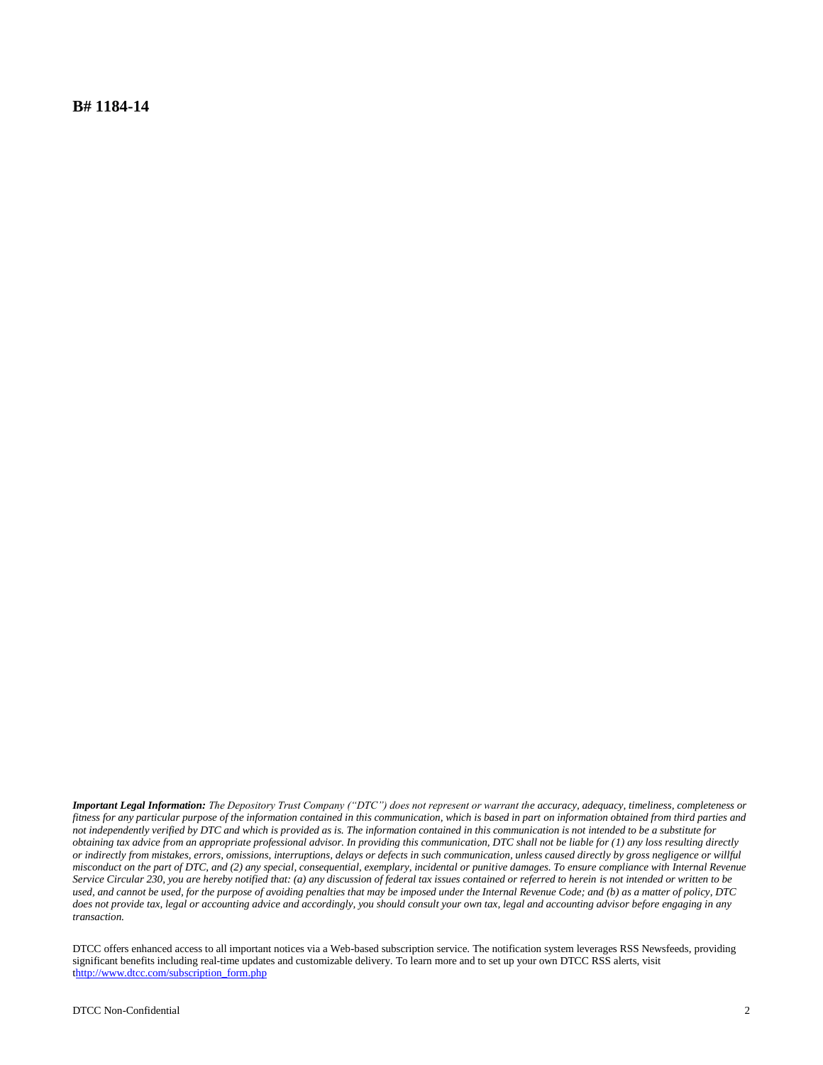**B# 1184-14**

***Important Legal Information:*** *The Depository Trust Company ("DTC") does not represent or warrant the accuracy, adequacy, timeliness, completeness or fitness for any particular purpose of the information contained in this communication, which is based in part on information obtained from third parties and not independently verified by DTC and which is provided as is. The information contained in this communication is not intended to be a substitute for obtaining tax advice from an appropriate professional advisor. In providing this communication, DTC shall not be liable for (1) any loss resulting directly or indirectly from mistakes, errors, omissions, interruptions, delays or defects in such communication, unless caused directly by gross negligence or willful misconduct on the part of DTC, and (2) any special, consequential, exemplary, incidental or punitive damages. To ensure compliance with Internal Revenue Service Circular 230, you are hereby notified that: (a) any discussion of federal tax issues contained or referred to herein is not intended or written to be used, and cannot be used, for the purpose of avoiding penalties that may be imposed under the Internal Revenue Code; and (b) as a matter of policy, DTC does not provide tax, legal or accounting advice and accordingly, you should consult your own tax, legal and accounting advisor before engaging in any transaction.*

DTCC offers enhanced access to all important notices via a Web-based subscription service. The notification system leverages RSS Newsfeeds, providing significant benefits including real-time updates and customizable delivery. To learn more and to set up your own DTCC RSS alerts, visit thttp://www.dtcc.com/subscription_form.php

DTCC Non-Confidential